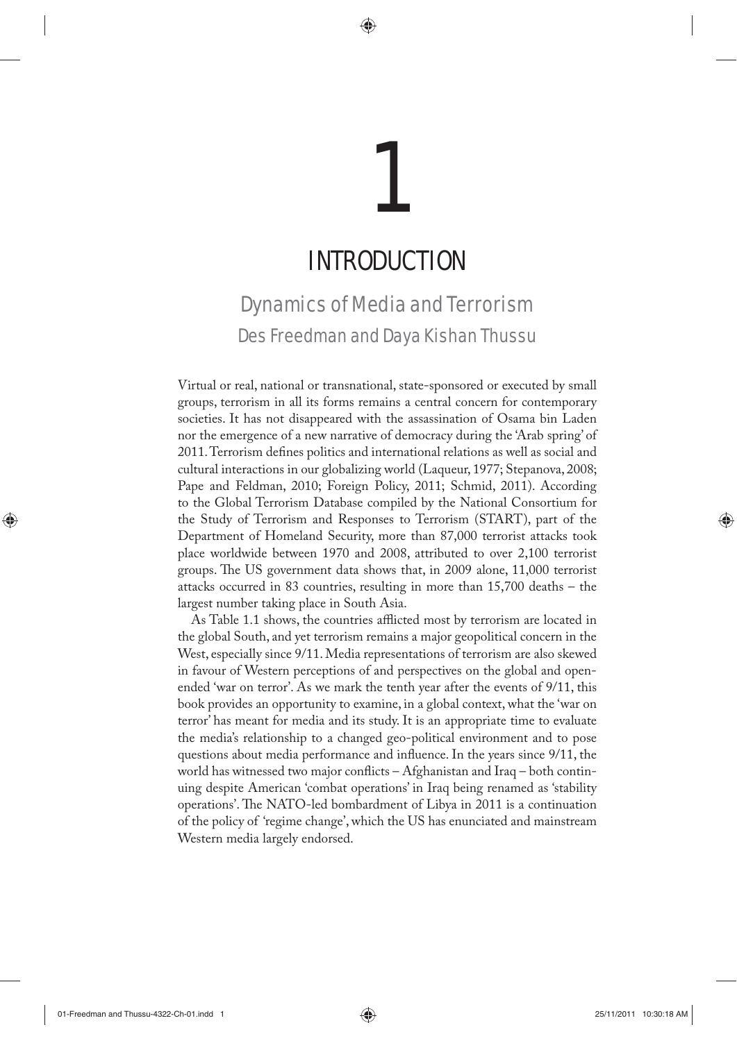# 1

# INTRODUCTION

## Dynamics of Media and Terrorism

### Des Freedman and Daya Kishan Thussu

Virtual or real, national or transnational, state-sponsored or executed by small groups, terrorism in all its forms remains a central concern for contemporary societies. It has not disappeared with the assassination of Osama bin Laden nor the emergence of a new narrative of democracy during the 'Arab spring' of 2011. Terrorism defines politics and international relations as well as social and cultural interactions in our globalizing world (Laqueur, 1977; Stepanova, 2008; Pape and Feldman, 2010; Foreign Policy, 2011; Schmid, 2011). According to the Global Terrorism Database compiled by the National Consortium for the Study of Terrorism and Responses to Terrorism (START), part of the Department of Homeland Security, more than 87,000 terrorist attacks took place worldwide between 1970 and 2008, attributed to over 2,100 terrorist groups. The US government data shows that, in 2009 alone, 11,000 terrorist attacks occurred in 83 countries, resulting in more than 15,700 deaths – the largest number taking place in South Asia.

As Table 1.1 shows, the countries afflicted most by terrorism are located in the global South, and yet terrorism remains a major geopolitical concern in the West, especially since 9/11. Media representations of terrorism are also skewed in favour of Western perceptions of and perspectives on the global and open-ended 'war on terror'. As we mark the tenth year after the events of 9/11, this book provides an opportunity to examine, in a global context, what the 'war on terror' has meant for media and its study. It is an appropriate time to evaluate the media's relationship to a changed geo-political environment and to pose questions about media performance and influence. In the years since 9/11, the world has witnessed two major conflicts – Afghanistan and Iraq – both continuing despite American 'combat operations' in Iraq being renamed as 'stability operations'. The NATO-led bombardment of Libya in 2011 is a continuation of the policy of 'regime change', which the US has enunciated and mainstream Western media largely endorsed.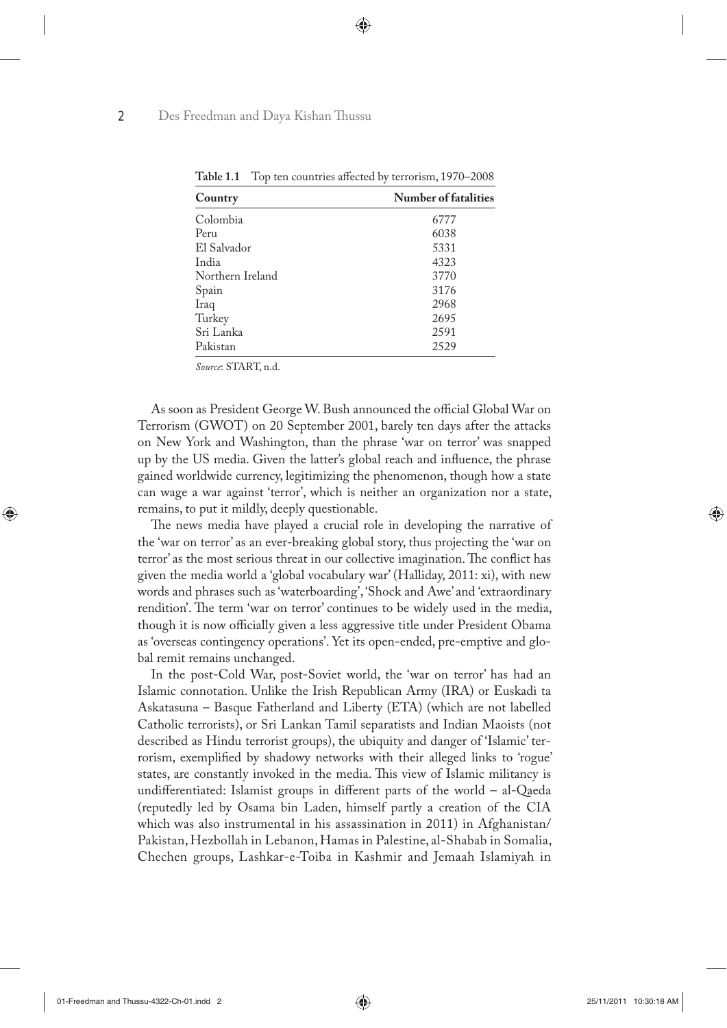**Table 1.1** Top ten countries affected by terrorism, 1970–2008

| Country | Number of fatalities |
|---|---|
| Colombia | 6777 |
| Peru | 6038 |
| El Salvador | 5331 |
| India | 4323 |
| Northern Ireland | 3770 |
| Spain | 3176 |
| Iraq | 2968 |
| Turkey | 2695 |
| Sri Lanka | 2591 |
| Pakistan | 2529 |

*Source*: START, n.d.

As soon as President George W. Bush announced the official Global War on Terrorism (GWOT) on 20 September 2001, barely ten days after the attacks on New York and Washington, than the phrase 'war on terror' was snapped up by the US media. Given the latter's global reach and influence, the phrase gained worldwide currency, legitimizing the phenomenon, though how a state can wage a war against 'terror', which is neither an organization nor a state, remains, to put it mildly, deeply questionable.

The news media have played a crucial role in developing the narrative of the 'war on terror' as an ever-breaking global story, thus projecting the 'war on terror' as the most serious threat in our collective imagination. The conflict has given the media world a 'global vocabulary war' (Halliday, 2011: xi), with new words and phrases such as 'waterboarding', 'Shock and Awe' and 'extraordinary rendition'. The term 'war on terror' continues to be widely used in the media, though it is now officially given a less aggressive title under President Obama as 'overseas contingency operations'. Yet its open-ended, pre-emptive and global remit remains unchanged.

In the post-Cold War, post-Soviet world, the 'war on terror' has had an Islamic connotation. Unlike the Irish Republican Army (IRA) or Euskadi ta Askatasuna – Basque Fatherland and Liberty (ETA) (which are not labelled Catholic terrorists), or Sri Lankan Tamil separatists and Indian Maoists (not described as Hindu terrorist groups), the ubiquity and danger of 'Islamic' terrorism, exemplified by shadowy networks with their alleged links to 'rogue' states, are constantly invoked in the media. This view of Islamic militancy is undifferentiated: Islamist groups in different parts of the world – al-Qaeda (reputedly led by Osama bin Laden, himself partly a creation of the CIA which was also instrumental in his assassination in 2011) in Afghanistan/Pakistan, Hezbollah in Lebanon, Hamas in Palestine, al-Shabab in Somalia, Chechen groups, Lashkar-e-Toiba in Kashmir and Jemaah Islamiyah in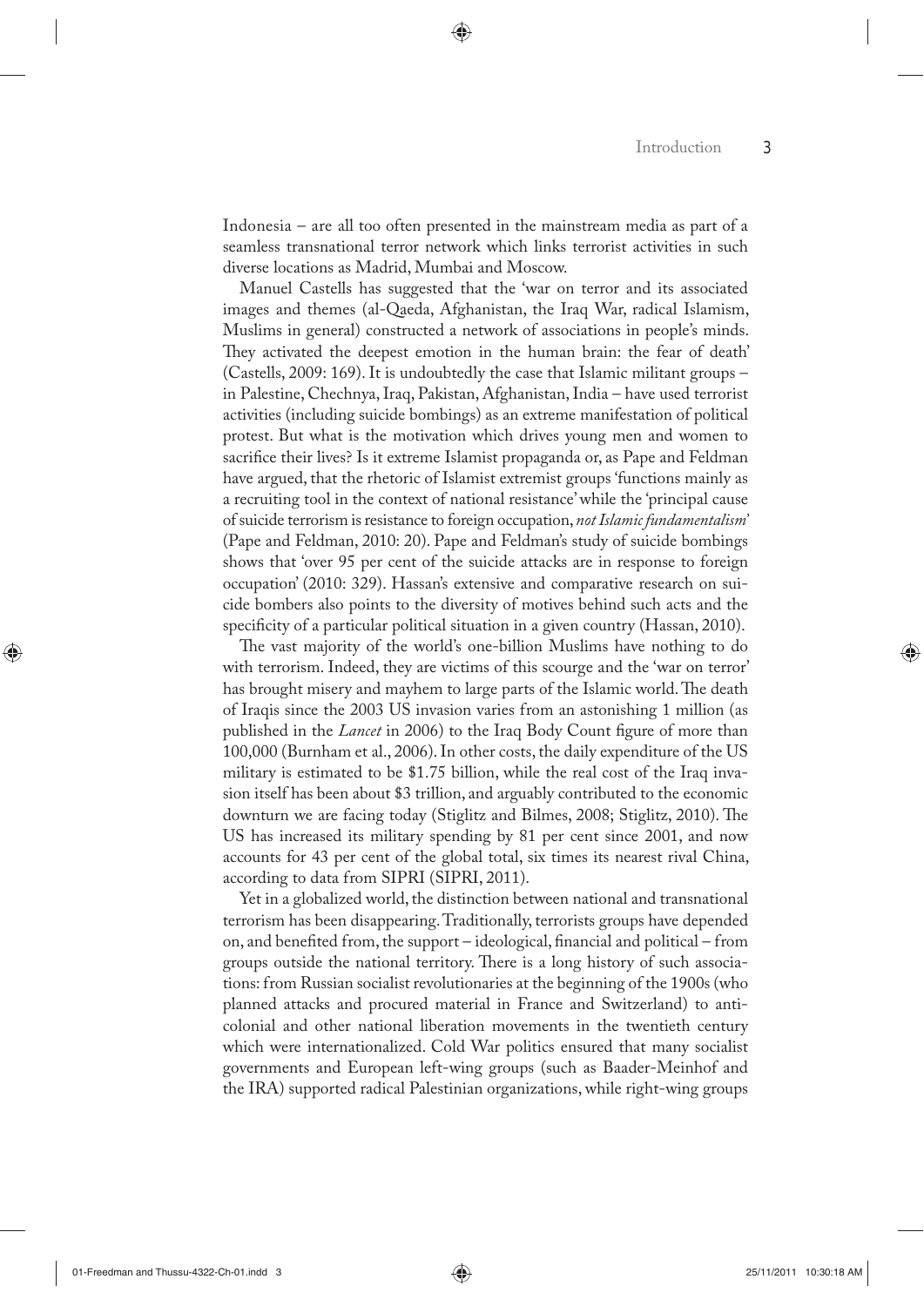Indonesia – are all too often presented in the mainstream media as part of a seamless transnational terror network which links terrorist activities in such diverse locations as Madrid, Mumbai and Moscow.

Manuel Castells has suggested that the 'war on terror and its associated images and themes (al-Qaeda, Afghanistan, the Iraq War, radical Islamism, Muslims in general) constructed a network of associations in people's minds. They activated the deepest emotion in the human brain: the fear of death' (Castells, 2009: 169). It is undoubtedly the case that Islamic militant groups – in Palestine, Chechnya, Iraq, Pakistan, Afghanistan, India – have used terrorist activities (including suicide bombings) as an extreme manifestation of political protest. But what is the motivation which drives young men and women to sacrifice their lives? Is it extreme Islamist propaganda or, as Pape and Feldman have argued, that the rhetoric of Islamist extremist groups 'functions mainly as a recruiting tool in the context of national resistance' while the 'principal cause of suicide terrorism is resistance to foreign occupation, *not Islamic fundamentalism*' (Pape and Feldman, 2010: 20). Pape and Feldman's study of suicide bombings shows that 'over 95 per cent of the suicide attacks are in response to foreign occupation' (2010: 329). Hassan's extensive and comparative research on suicide bombers also points to the diversity of motives behind such acts and the specificity of a particular political situation in a given country (Hassan, 2010).

The vast majority of the world's one-billion Muslims have nothing to do with terrorism. Indeed, they are victims of this scourge and the 'war on terror' has brought misery and mayhem to large parts of the Islamic world. The death of Iraqis since the 2003 US invasion varies from an astonishing 1 million (as published in the *Lancet* in 2006) to the Iraq Body Count figure of more than 100,000 (Burnham et al., 2006). In other costs, the daily expenditure of the US military is estimated to be $1.75 billion, while the real cost of the Iraq invasion itself has been about $3 trillion, and arguably contributed to the economic downturn we are facing today (Stiglitz and Bilmes, 2008; Stiglitz, 2010). The US has increased its military spending by 81 per cent since 2001, and now accounts for 43 per cent of the global total, six times its nearest rival China, according to data from SIPRI (SIPRI, 2011).

Yet in a globalized world, the distinction between national and transnational terrorism has been disappearing. Traditionally, terrorists groups have depended on, and benefited from, the support – ideological, financial and political – from groups outside the national territory. There is a long history of such associations: from Russian socialist revolutionaries at the beginning of the 1900s (who planned attacks and procured material in France and Switzerland) to anti-colonial and other national liberation movements in the twentieth century which were internationalized. Cold War politics ensured that many socialist governments and European left-wing groups (such as Baader-Meinhof and the IRA) supported radical Palestinian organizations, while right-wing groups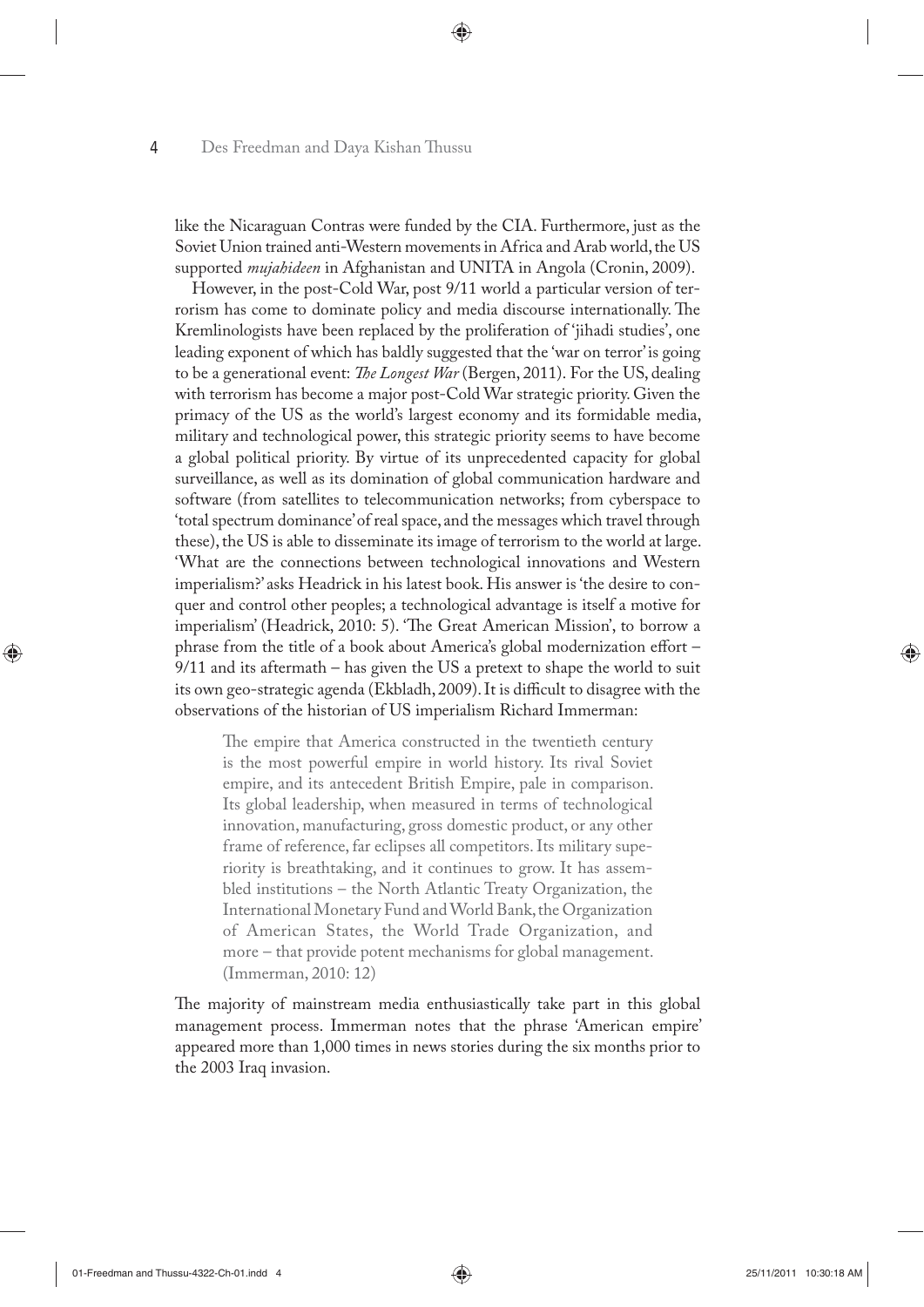like the Nicaraguan Contras were funded by the CIA. Furthermore, just as the Soviet Union trained anti-Western movements in Africa and Arab world, the US supported *mujahideen* in Afghanistan and UNITA in Angola (Cronin, 2009).

However, in the post-Cold War, post 9/11 world a particular version of terrorism has come to dominate policy and media discourse internationally. The Kremlinologists have been replaced by the proliferation of 'jihadi studies', one leading exponent of which has baldly suggested that the 'war on terror' is going to be a generational event: *The Longest War* (Bergen, 2011). For the US, dealing with terrorism has become a major post-Cold War strategic priority. Given the primacy of the US as the world's largest economy and its formidable media, military and technological power, this strategic priority seems to have become a global political priority. By virtue of its unprecedented capacity for global surveillance, as well as its domination of global communication hardware and software (from satellites to telecommunication networks; from cyberspace to 'total spectrum dominance' of real space, and the messages which travel through these), the US is able to disseminate its image of terrorism to the world at large. 'What are the connections between technological innovations and Western imperialism?' asks Headrick in his latest book. His answer is 'the desire to conquer and control other peoples; a technological advantage is itself a motive for imperialism' (Headrick, 2010: 5). 'The Great American Mission', to borrow a phrase from the title of a book about America's global modernization effort – 9/11 and its aftermath – has given the US a pretext to shape the world to suit its own geo-strategic agenda (Ekbladh, 2009). It is difficult to disagree with the observations of the historian of US imperialism Richard Immerman:

> The empire that America constructed in the twentieth century is the most powerful empire in world history. Its rival Soviet empire, and its antecedent British Empire, pale in comparison. Its global leadership, when measured in terms of technological innovation, manufacturing, gross domestic product, or any other frame of reference, far eclipses all competitors. Its military superiority is breathtaking, and it continues to grow. It has assembled institutions – the North Atlantic Treaty Organization, the International Monetary Fund and World Bank, the Organization of American States, the World Trade Organization, and more – that provide potent mechanisms for global management. (Immerman, 2010: 12)

The majority of mainstream media enthusiastically take part in this global management process. Immerman notes that the phrase 'American empire' appeared more than 1,000 times in news stories during the six months prior to the 2003 Iraq invasion.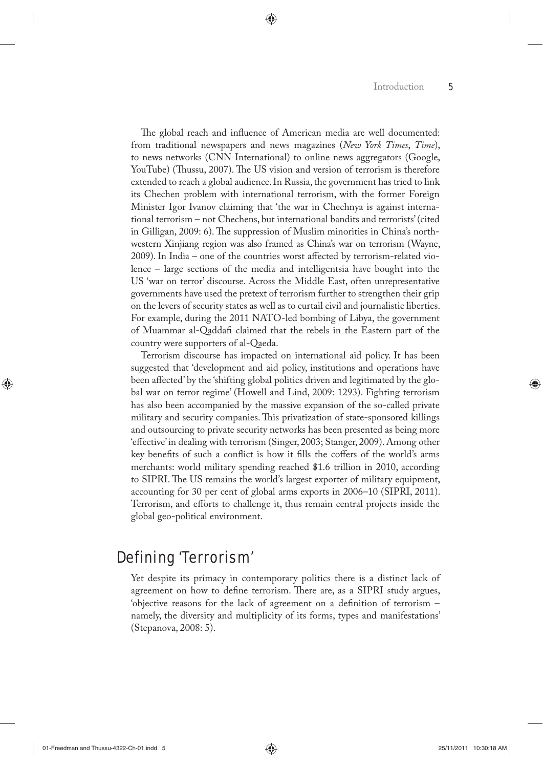The global reach and influence of American media are well documented: from traditional newspapers and news magazines (*New York Times*, *Time*), to news networks (CNN International) to online news aggregators (Google, YouTube) (Thussu, 2007). The US vision and version of terrorism is therefore extended to reach a global audience. In Russia, the government has tried to link its Chechen problem with international terrorism, with the former Foreign Minister Igor Ivanov claiming that 'the war in Chechnya is against international terrorism – not Chechens, but international bandits and terrorists' (cited in Gilligan, 2009: 6). The suppression of Muslim minorities in China's northwestern Xinjiang region was also framed as China's war on terrorism (Wayne, 2009). In India – one of the countries worst affected by terrorism-related violence – large sections of the media and intelligentsia have bought into the US 'war on terror' discourse. Across the Middle East, often unrepresentative governments have used the pretext of terrorism further to strengthen their grip on the levers of security states as well as to curtail civil and journalistic liberties. For example, during the 2011 NATO-led bombing of Libya, the government of Muammar al-Qaddafi claimed that the rebels in the Eastern part of the country were supporters of al-Qaeda.

Terrorism discourse has impacted on international aid policy. It has been suggested that 'development and aid policy, institutions and operations have been affected' by the 'shifting global politics driven and legitimated by the global war on terror regime' (Howell and Lind, 2009: 1293). Fighting terrorism has also been accompanied by the massive expansion of the so-called private military and security companies. This privatization of state-sponsored killings and outsourcing to private security networks has been presented as being more 'effective' in dealing with terrorism (Singer, 2003; Stanger, 2009). Among other key benefits of such a conflict is how it fills the coffers of the world's arms merchants: world military spending reached $1.6 trillion in 2010, according to SIPRI. The US remains the world's largest exporter of military equipment, accounting for 30 per cent of global arms exports in 2006–10 (SIPRI, 2011). Terrorism, and efforts to challenge it, thus remain central projects inside the global geo-political environment.

## Defining 'Terrorism'

Yet despite its primacy in contemporary politics there is a distinct lack of agreement on how to define terrorism. There are, as a SIPRI study argues, 'objective reasons for the lack of agreement on a definition of terrorism – namely, the diversity and multiplicity of its forms, types and manifestations' (Stepanova, 2008: 5).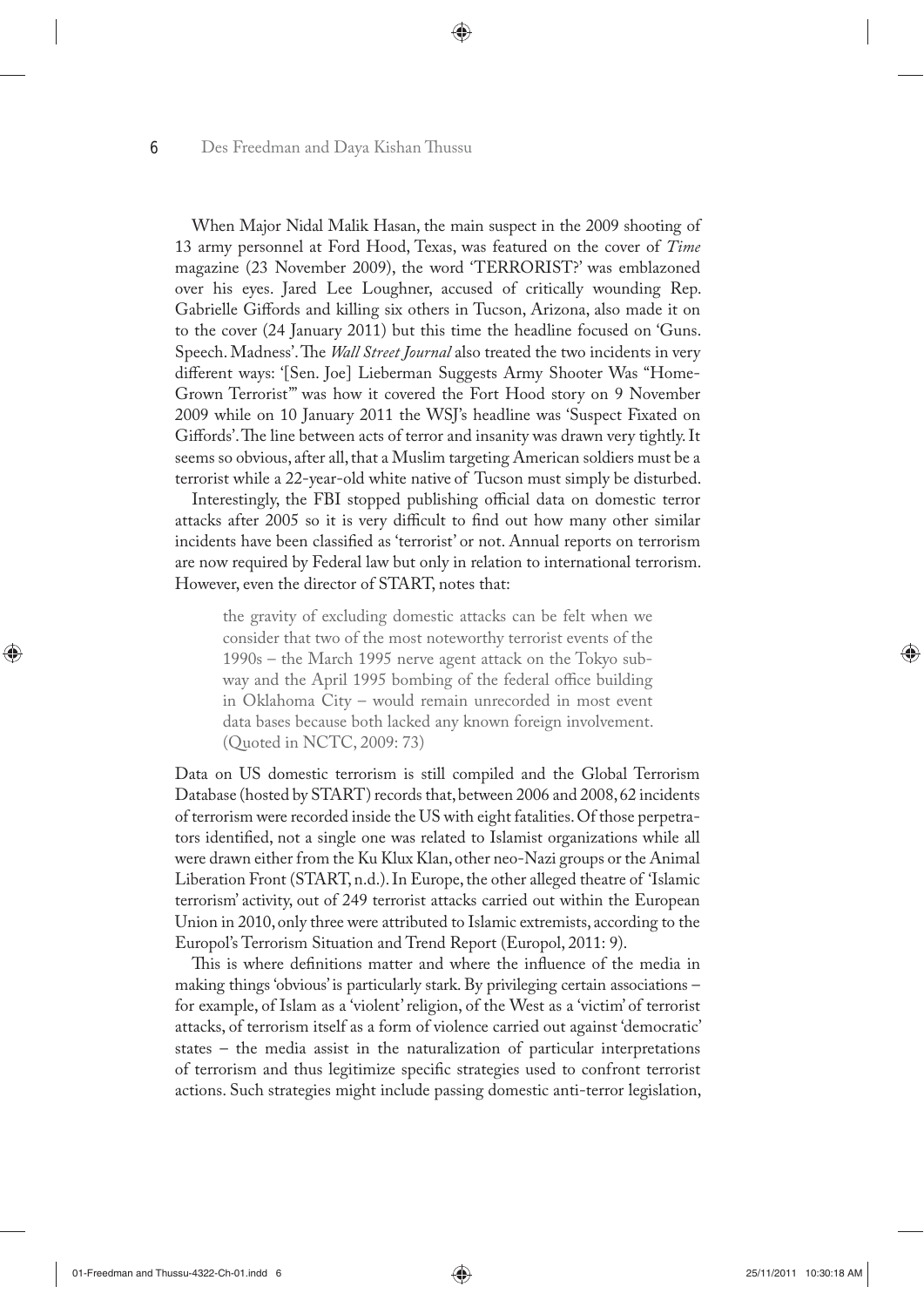When Major Nidal Malik Hasan, the main suspect in the 2009 shooting of 13 army personnel at Ford Hood, Texas, was featured on the cover of *Time* magazine (23 November 2009), the word 'TERRORIST?' was emblazoned over his eyes. Jared Lee Loughner, accused of critically wounding Rep. Gabrielle Giffords and killing six others in Tucson, Arizona, also made it on to the cover (24 January 2011) but this time the headline focused on 'Guns. Speech. Madness'. The *Wall Street Journal* also treated the two incidents in very different ways: '[Sen. Joe] Lieberman Suggests Army Shooter Was "Home-Grown Terrorist"' was how it covered the Fort Hood story on 9 November 2009 while on 10 January 2011 the WSJ's headline was 'Suspect Fixated on Giffords'. The line between acts of terror and insanity was drawn very tightly. It seems so obvious, after all, that a Muslim targeting American soldiers must be a terrorist while a 22-year-old white native of Tucson must simply be disturbed.

Interestingly, the FBI stopped publishing official data on domestic terror attacks after 2005 so it is very difficult to find out how many other similar incidents have been classified as 'terrorist' or not. Annual reports on terrorism are now required by Federal law but only in relation to international terrorism. However, even the director of START, notes that:

> the gravity of excluding domestic attacks can be felt when we consider that two of the most noteworthy terrorist events of the 1990s – the March 1995 nerve agent attack on the Tokyo subway and the April 1995 bombing of the federal office building in Oklahoma City – would remain unrecorded in most event data bases because both lacked any known foreign involvement. (Quoted in NCTC, 2009: 73)

Data on US domestic terrorism is still compiled and the Global Terrorism Database (hosted by START) records that, between 2006 and 2008, 62 incidents of terrorism were recorded inside the US with eight fatalities. Of those perpetrators identified, not a single one was related to Islamist organizations while all were drawn either from the Ku Klux Klan, other neo-Nazi groups or the Animal Liberation Front (START, n.d.). In Europe, the other alleged theatre of 'Islamic terrorism' activity, out of 249 terrorist attacks carried out within the European Union in 2010, only three were attributed to Islamic extremists, according to the Europol's Terrorism Situation and Trend Report (Europol, 2011: 9).

This is where definitions matter and where the influence of the media in making things 'obvious' is particularly stark. By privileging certain associations – for example, of Islam as a 'violent' religion, of the West as a 'victim' of terrorist attacks, of terrorism itself as a form of violence carried out against 'democratic' states – the media assist in the naturalization of particular interpretations of terrorism and thus legitimize specific strategies used to confront terrorist actions. Such strategies might include passing domestic anti-terror legislation,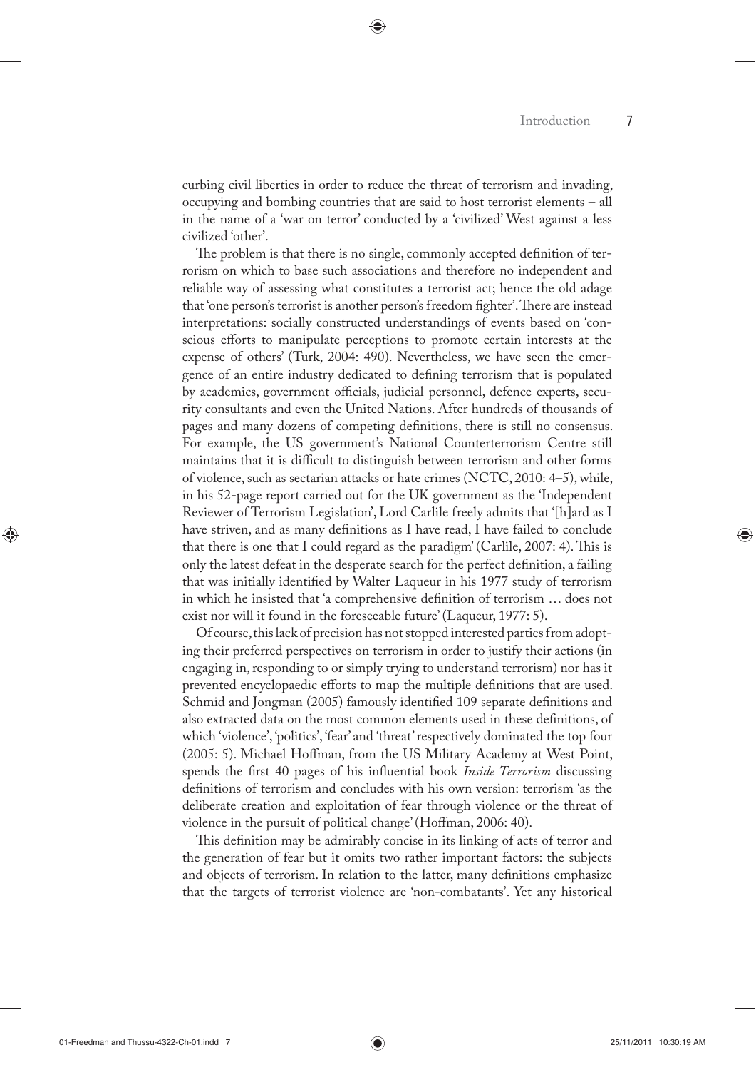curbing civil liberties in order to reduce the threat of terrorism and invading, occupying and bombing countries that are said to host terrorist elements – all in the name of a 'war on terror' conducted by a 'civilized' West against a less civilized 'other'.

The problem is that there is no single, commonly accepted definition of terrorism on which to base such associations and therefore no independent and reliable way of assessing what constitutes a terrorist act; hence the old adage that 'one person's terrorist is another person's freedom fighter'. There are instead interpretations: socially constructed understandings of events based on 'conscious efforts to manipulate perceptions to promote certain interests at the expense of others' (Turk, 2004: 490). Nevertheless, we have seen the emergence of an entire industry dedicated to defining terrorism that is populated by academics, government officials, judicial personnel, defence experts, security consultants and even the United Nations. After hundreds of thousands of pages and many dozens of competing definitions, there is still no consensus. For example, the US government's National Counterterrorism Centre still maintains that it is difficult to distinguish between terrorism and other forms of violence, such as sectarian attacks or hate crimes (NCTC, 2010: 4–5), while, in his 52-page report carried out for the UK government as the 'Independent Reviewer of Terrorism Legislation', Lord Carlile freely admits that '[h]ard as I have striven, and as many definitions as I have read, I have failed to conclude that there is one that I could regard as the paradigm' (Carlile, 2007: 4). This is only the latest defeat in the desperate search for the perfect definition, a failing that was initially identified by Walter Laqueur in his 1977 study of terrorism in which he insisted that 'a comprehensive definition of terrorism … does not exist nor will it found in the foreseeable future' (Laqueur, 1977: 5).

Of course, this lack of precision has not stopped interested parties from adopting their preferred perspectives on terrorism in order to justify their actions (in engaging in, responding to or simply trying to understand terrorism) nor has it prevented encyclopaedic efforts to map the multiple definitions that are used. Schmid and Jongman (2005) famously identified 109 separate definitions and also extracted data on the most common elements used in these definitions, of which 'violence', 'politics', 'fear' and 'threat' respectively dominated the top four (2005: 5). Michael Hoffman, from the US Military Academy at West Point, spends the first 40 pages of his influential book *Inside Terrorism* discussing definitions of terrorism and concludes with his own version: terrorism 'as the deliberate creation and exploitation of fear through violence or the threat of violence in the pursuit of political change' (Hoffman, 2006: 40).

This definition may be admirably concise in its linking of acts of terror and the generation of fear but it omits two rather important factors: the subjects and objects of terrorism. In relation to the latter, many definitions emphasize that the targets of terrorist violence are 'non-combatants'. Yet any historical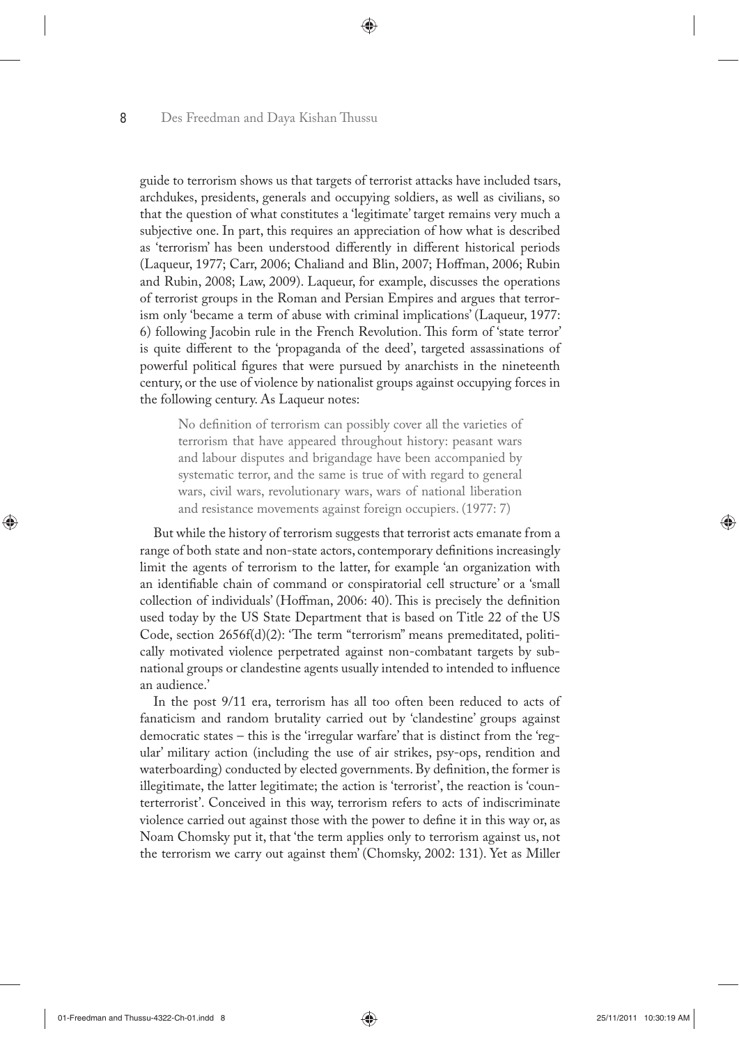guide to terrorism shows us that targets of terrorist attacks have included tsars, archdukes, presidents, generals and occupying soldiers, as well as civilians, so that the question of what constitutes a 'legitimate' target remains very much a subjective one. In part, this requires an appreciation of how what is described as 'terrorism' has been understood differently in different historical periods (Laqueur, 1977; Carr, 2006; Chaliand and Blin, 2007; Hoffman, 2006; Rubin and Rubin, 2008; Law, 2009). Laqueur, for example, discusses the operations of terrorist groups in the Roman and Persian Empires and argues that terrorism only 'became a term of abuse with criminal implications' (Laqueur, 1977: 6) following Jacobin rule in the French Revolution. This form of 'state terror' is quite different to the 'propaganda of the deed', targeted assassinations of powerful political figures that were pursued by anarchists in the nineteenth century, or the use of violence by nationalist groups against occupying forces in the following century. As Laqueur notes:

> No definition of terrorism can possibly cover all the varieties of terrorism that have appeared throughout history: peasant wars and labour disputes and brigandage have been accompanied by systematic terror, and the same is true of with regard to general wars, civil wars, revolutionary wars, wars of national liberation and resistance movements against foreign occupiers. (1977: 7)

But while the history of terrorism suggests that terrorist acts emanate from a range of both state and non-state actors, contemporary definitions increasingly limit the agents of terrorism to the latter, for example 'an organization with an identifiable chain of command or conspiratorial cell structure' or a 'small collection of individuals' (Hoffman, 2006: 40). This is precisely the definition used today by the US State Department that is based on Title 22 of the US Code, section 2656f(d)(2): 'The term "terrorism" means premeditated, politically motivated violence perpetrated against non-combatant targets by subnational groups or clandestine agents usually intended to intended to influence an audience.'

In the post 9/11 era, terrorism has all too often been reduced to acts of fanaticism and random brutality carried out by 'clandestine' groups against democratic states – this is the 'irregular warfare' that is distinct from the 'regular' military action (including the use of air strikes, psy-ops, rendition and waterboarding) conducted by elected governments. By definition, the former is illegitimate, the latter legitimate; the action is 'terrorist', the reaction is 'counterterrorist'. Conceived in this way, terrorism refers to acts of indiscriminate violence carried out against those with the power to define it in this way or, as Noam Chomsky put it, that 'the term applies only to terrorism against us, not the terrorism we carry out against them' (Chomsky, 2002: 131). Yet as Miller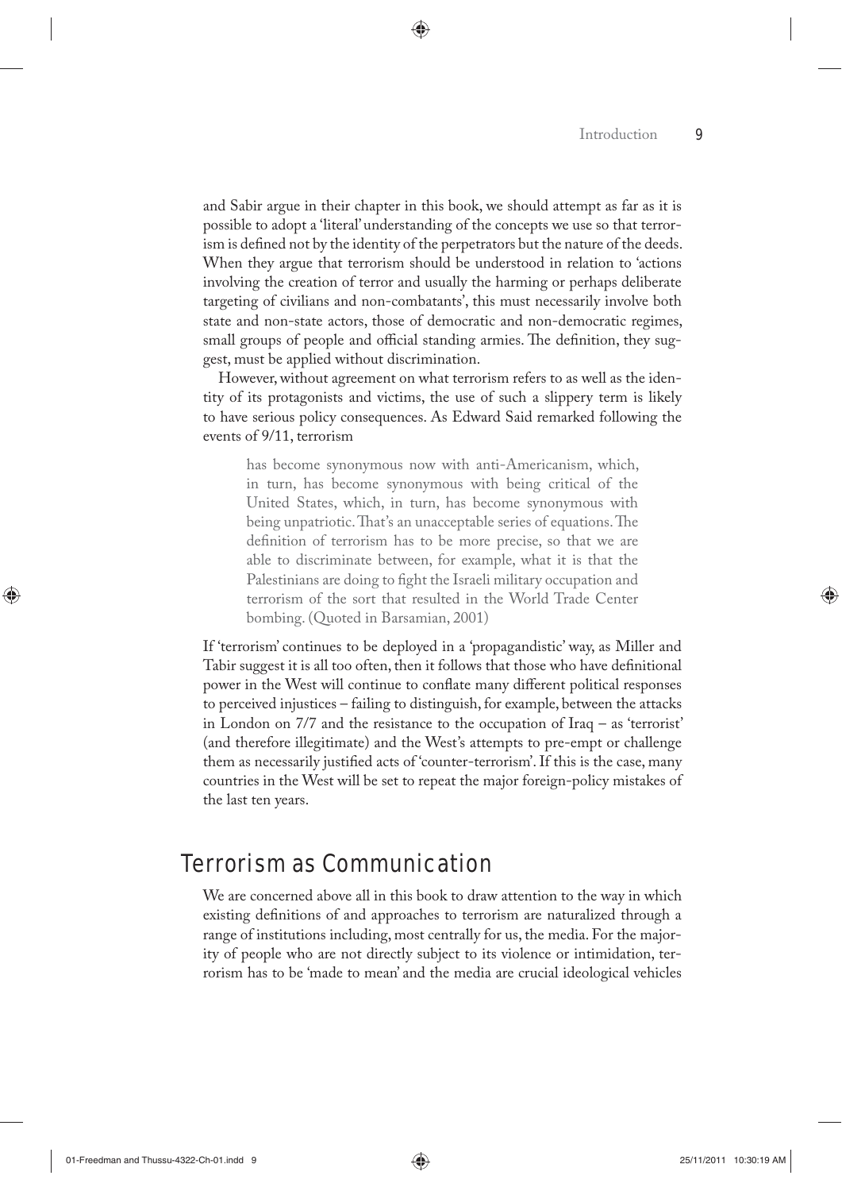and Sabir argue in their chapter in this book, we should attempt as far as it is possible to adopt a 'literal' understanding of the concepts we use so that terrorism is defined not by the identity of the perpetrators but the nature of the deeds. When they argue that terrorism should be understood in relation to 'actions involving the creation of terror and usually the harming or perhaps deliberate targeting of civilians and non-combatants', this must necessarily involve both state and non-state actors, those of democratic and non-democratic regimes, small groups of people and official standing armies. The definition, they suggest, must be applied without discrimination.

However, without agreement on what terrorism refers to as well as the identity of its protagonists and victims, the use of such a slippery term is likely to have serious policy consequences. As Edward Said remarked following the events of 9/11, terrorism

> has become synonymous now with anti-Americanism, which, in turn, has become synonymous with being critical of the United States, which, in turn, has become synonymous with being unpatriotic. That's an unacceptable series of equations. The definition of terrorism has to be more precise, so that we are able to discriminate between, for example, what it is that the Palestinians are doing to fight the Israeli military occupation and terrorism of the sort that resulted in the World Trade Center bombing. (Quoted in Barsamian, 2001)

If 'terrorism' continues to be deployed in a 'propagandistic' way, as Miller and Tabir suggest it is all too often, then it follows that those who have definitional power in the West will continue to conflate many different political responses to perceived injustices – failing to distinguish, for example, between the attacks in London on 7/7 and the resistance to the occupation of Iraq – as 'terrorist' (and therefore illegitimate) and the West's attempts to pre-empt or challenge them as necessarily justified acts of 'counter-terrorism'. If this is the case, many countries in the West will be set to repeat the major foreign-policy mistakes of the last ten years.

## Terrorism as Communication

We are concerned above all in this book to draw attention to the way in which existing definitions of and approaches to terrorism are naturalized through a range of institutions including, most centrally for us, the media. For the majority of people who are not directly subject to its violence or intimidation, terrorism has to be 'made to mean' and the media are crucial ideological vehicles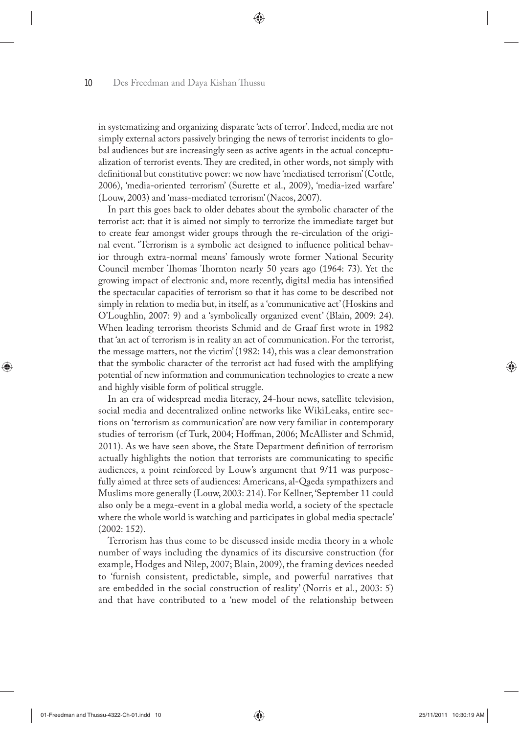in systematizing and organizing disparate 'acts of terror'. Indeed, media are not simply external actors passively bringing the news of terrorist incidents to global audiences but are increasingly seen as active agents in the actual conceptualization of terrorist events. They are credited, in other words, not simply with definitional but constitutive power: we now have 'mediatised terrorism' (Cottle, 2006), 'media-oriented terrorism' (Surette et al., 2009), 'media-ized warfare' (Louw, 2003) and 'mass-mediated terrorism' (Nacos, 2007).

In part this goes back to older debates about the symbolic character of the terrorist act: that it is aimed not simply to terrorize the immediate target but to create fear amongst wider groups through the re-circulation of the original event. 'Terrorism is a symbolic act designed to influence political behavior through extra-normal means' famously wrote former National Security Council member Thomas Thornton nearly 50 years ago (1964: 73). Yet the growing impact of electronic and, more recently, digital media has intensified the spectacular capacities of terrorism so that it has come to be described not simply in relation to media but, in itself, as a 'communicative act' (Hoskins and O'Loughlin, 2007: 9) and a 'symbolically organized event' (Blain, 2009: 24). When leading terrorism theorists Schmid and de Graaf first wrote in 1982 that 'an act of terrorism is in reality an act of communication. For the terrorist, the message matters, not the victim' (1982: 14), this was a clear demonstration that the symbolic character of the terrorist act had fused with the amplifying potential of new information and communication technologies to create a new and highly visible form of political struggle.

In an era of widespread media literacy, 24-hour news, satellite television, social media and decentralized online networks like WikiLeaks, entire sections on 'terrorism as communication' are now very familiar in contemporary studies of terrorism (cf Turk, 2004; Hoffman, 2006; McAllister and Schmid, 2011). As we have seen above, the State Department definition of terrorism actually highlights the notion that terrorists are communicating to specific audiences, a point reinforced by Louw's argument that 9/11 was purposefully aimed at three sets of audiences: Americans, al-Qaeda sympathizers and Muslims more generally (Louw, 2003: 214). For Kellner, 'September 11 could also only be a mega-event in a global media world, a society of the spectacle where the whole world is watching and participates in global media spectacle' (2002: 152).

Terrorism has thus come to be discussed inside media theory in a whole number of ways including the dynamics of its discursive construction (for example, Hodges and Nilep, 2007; Blain, 2009), the framing devices needed to 'furnish consistent, predictable, simple, and powerful narratives that are embedded in the social construction of reality' (Norris et al., 2003: 5) and that have contributed to a 'new model of the relationship between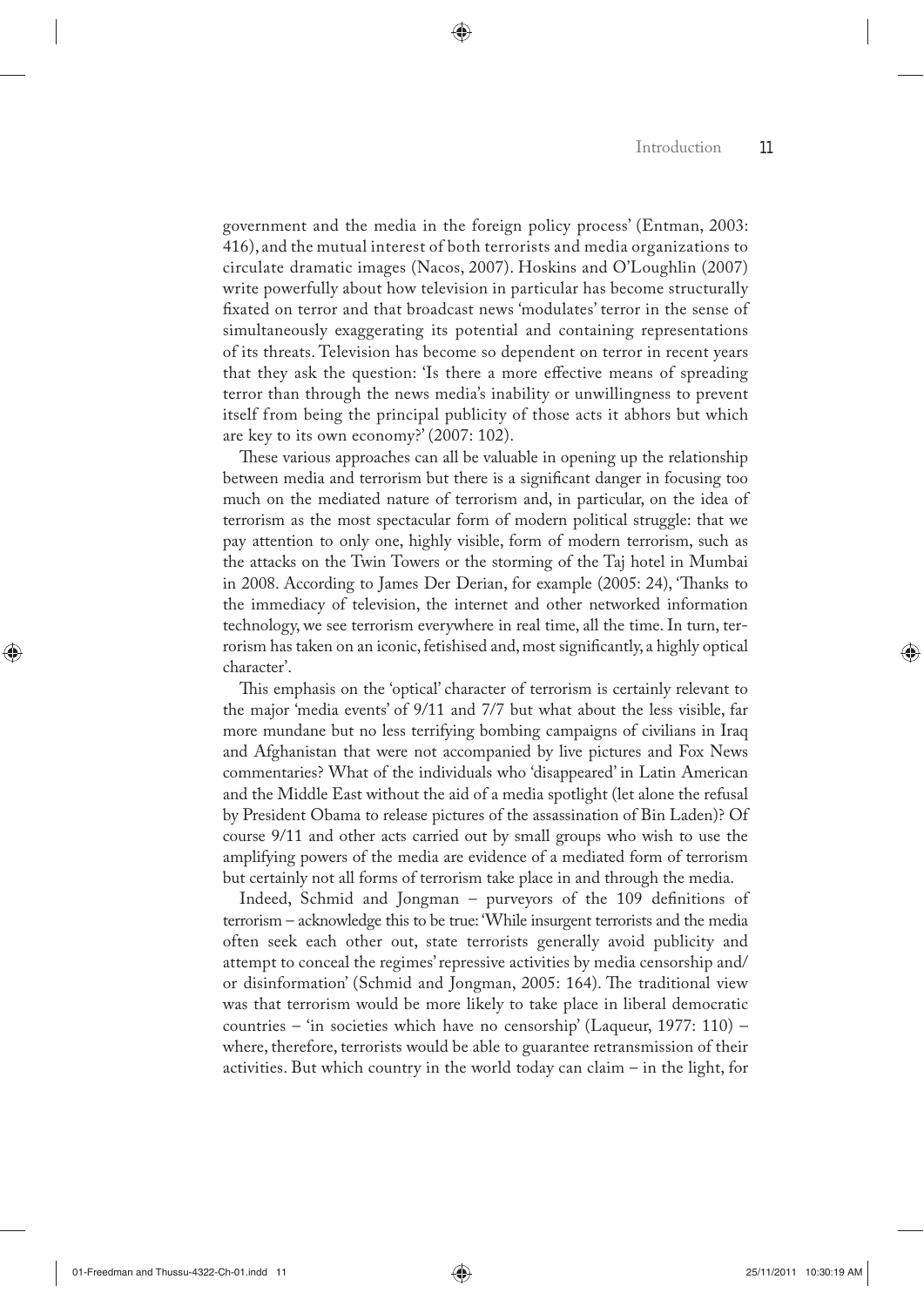government and the media in the foreign policy process' (Entman, 2003: 416), and the mutual interest of both terrorists and media organizations to circulate dramatic images (Nacos, 2007). Hoskins and O'Loughlin (2007) write powerfully about how television in particular has become structurally fixated on terror and that broadcast news 'modulates' terror in the sense of simultaneously exaggerating its potential and containing representations of its threats. Television has become so dependent on terror in recent years that they ask the question: 'Is there a more effective means of spreading terror than through the news media's inability or unwillingness to prevent itself from being the principal publicity of those acts it abhors but which are key to its own economy?' (2007: 102).

These various approaches can all be valuable in opening up the relationship between media and terrorism but there is a significant danger in focusing too much on the mediated nature of terrorism and, in particular, on the idea of terrorism as the most spectacular form of modern political struggle: that we pay attention to only one, highly visible, form of modern terrorism, such as the attacks on the Twin Towers or the storming of the Taj hotel in Mumbai in 2008. According to James Der Derian, for example (2005: 24), 'Thanks to the immediacy of television, the internet and other networked information technology, we see terrorism everywhere in real time, all the time. In turn, terrorism has taken on an iconic, fetishised and, most significantly, a highly optical character'.

This emphasis on the 'optical' character of terrorism is certainly relevant to the major 'media events' of 9/11 and 7/7 but what about the less visible, far more mundane but no less terrifying bombing campaigns of civilians in Iraq and Afghanistan that were not accompanied by live pictures and Fox News commentaries? What of the individuals who 'disappeared' in Latin American and the Middle East without the aid of a media spotlight (let alone the refusal by President Obama to release pictures of the assassination of Bin Laden)? Of course 9/11 and other acts carried out by small groups who wish to use the amplifying powers of the media are evidence of a mediated form of terrorism but certainly not all forms of terrorism take place in and through the media.

Indeed, Schmid and Jongman – purveyors of the 109 definitions of terrorism – acknowledge this to be true: 'While insurgent terrorists and the media often seek each other out, state terrorists generally avoid publicity and attempt to conceal the regimes' repressive activities by media censorship and/or disinformation' (Schmid and Jongman, 2005: 164). The traditional view was that terrorism would be more likely to take place in liberal democratic countries – 'in societies which have no censorship' (Laqueur, 1977: 110) – where, therefore, terrorists would be able to guarantee retransmission of their activities. But which country in the world today can claim – in the light, for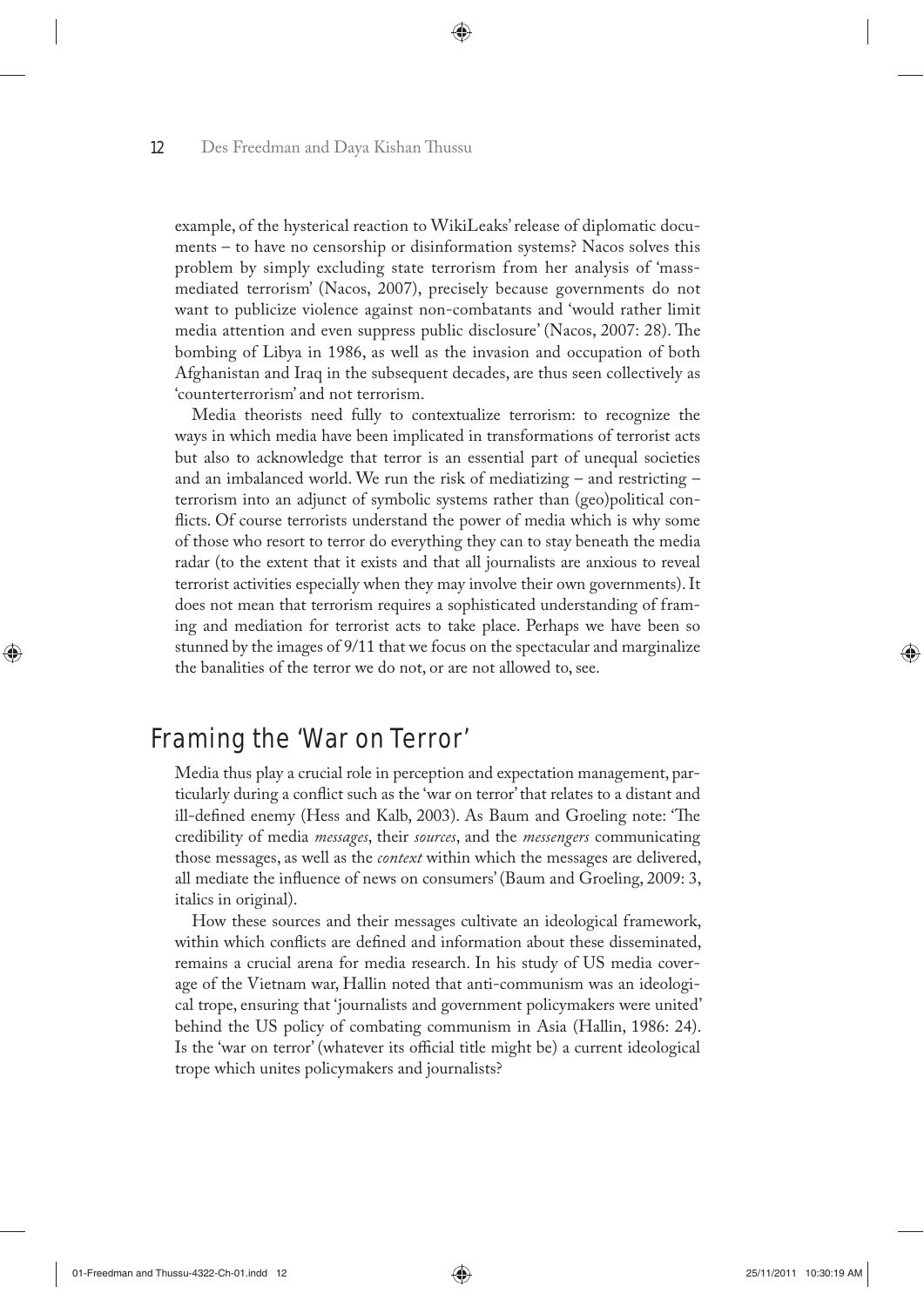example, of the hysterical reaction to WikiLeaks' release of diplomatic documents – to have no censorship or disinformation systems? Nacos solves this problem by simply excluding state terrorism from her analysis of 'mass-mediated terrorism' (Nacos, 2007), precisely because governments do not want to publicize violence against non-combatants and 'would rather limit media attention and even suppress public disclosure' (Nacos, 2007: 28). The bombing of Libya in 1986, as well as the invasion and occupation of both Afghanistan and Iraq in the subsequent decades, are thus seen collectively as 'counterterrorism' and not terrorism.

Media theorists need fully to contextualize terrorism: to recognize the ways in which media have been implicated in transformations of terrorist acts but also to acknowledge that terror is an essential part of unequal societies and an imbalanced world. We run the risk of mediatizing – and restricting – terrorism into an adjunct of symbolic systems rather than (geo)political conflicts. Of course terrorists understand the power of media which is why some of those who resort to terror do everything they can to stay beneath the media radar (to the extent that it exists and that all journalists are anxious to reveal terrorist activities especially when they may involve their own governments). It does not mean that terrorism requires a sophisticated understanding of framing and mediation for terrorist acts to take place. Perhaps we have been so stunned by the images of 9/11 that we focus on the spectacular and marginalize the banalities of the terror we do not, or are not allowed to, see.

## Framing the 'War on Terror'

Media thus play a crucial role in perception and expectation management, particularly during a conflict such as the 'war on terror' that relates to a distant and ill-defined enemy (Hess and Kalb, 2003). As Baum and Groeling note: 'The credibility of media *messages*, their *sources*, and the *messengers* communicating those messages, as well as the *context* within which the messages are delivered, all mediate the influence of news on consumers' (Baum and Groeling, 2009: 3, italics in original).

How these sources and their messages cultivate an ideological framework, within which conflicts are defined and information about these disseminated, remains a crucial arena for media research. In his study of US media coverage of the Vietnam war, Hallin noted that anti-communism was an ideological trope, ensuring that 'journalists and government policymakers were united' behind the US policy of combating communism in Asia (Hallin, 1986: 24). Is the 'war on terror' (whatever its official title might be) a current ideological trope which unites policymakers and journalists?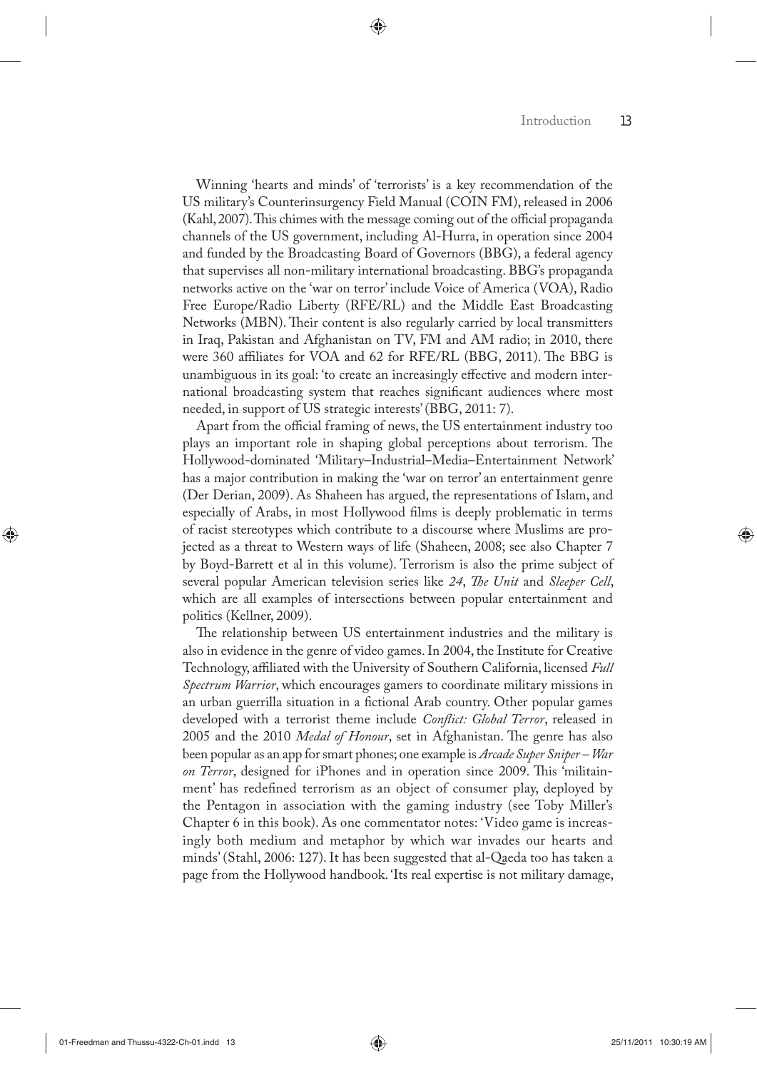Winning 'hearts and minds' of 'terrorists' is a key recommendation of the US military's Counterinsurgency Field Manual (COIN FM), released in 2006 (Kahl, 2007). This chimes with the message coming out of the official propaganda channels of the US government, including Al-Hurra, in operation since 2004 and funded by the Broadcasting Board of Governors (BBG), a federal agency that supervises all non-military international broadcasting. BBG's propaganda networks active on the 'war on terror' include Voice of America (VOA), Radio Free Europe/Radio Liberty (RFE/RL) and the Middle East Broadcasting Networks (MBN). Their content is also regularly carried by local transmitters in Iraq, Pakistan and Afghanistan on TV, FM and AM radio; in 2010, there were 360 affiliates for VOA and 62 for RFE/RL (BBG, 2011). The BBG is unambiguous in its goal: 'to create an increasingly effective and modern international broadcasting system that reaches significant audiences where most needed, in support of US strategic interests' (BBG, 2011: 7).

Apart from the official framing of news, the US entertainment industry too plays an important role in shaping global perceptions about terrorism. The Hollywood-dominated 'Military–Industrial–Media–Entertainment Network' has a major contribution in making the 'war on terror' an entertainment genre (Der Derian, 2009). As Shaheen has argued, the representations of Islam, and especially of Arabs, in most Hollywood films is deeply problematic in terms of racist stereotypes which contribute to a discourse where Muslims are projected as a threat to Western ways of life (Shaheen, 2008; see also Chapter 7 by Boyd-Barrett et al in this volume). Terrorism is also the prime subject of several popular American television series like *24*, *The Unit* and *Sleeper Cell*, which are all examples of intersections between popular entertainment and politics (Kellner, 2009).

The relationship between US entertainment industries and the military is also in evidence in the genre of video games. In 2004, the Institute for Creative Technology, affiliated with the University of Southern California, licensed *Full Spectrum Warrior*, which encourages gamers to coordinate military missions in an urban guerrilla situation in a fictional Arab country. Other popular games developed with a terrorist theme include *Conflict: Global Terror*, released in 2005 and the 2010 *Medal of Honour*, set in Afghanistan. The genre has also been popular as an app for smart phones; one example is *Arcade Super Sniper – War on Terror*, designed for iPhones and in operation since 2009. This 'militainment' has redefined terrorism as an object of consumer play, deployed by the Pentagon in association with the gaming industry (see Toby Miller's Chapter 6 in this book). As one commentator notes: 'Video game is increasingly both medium and metaphor by which war invades our hearts and minds' (Stahl, 2006: 127). It has been suggested that al-Qaeda too has taken a page from the Hollywood handbook. 'Its real expertise is not military damage,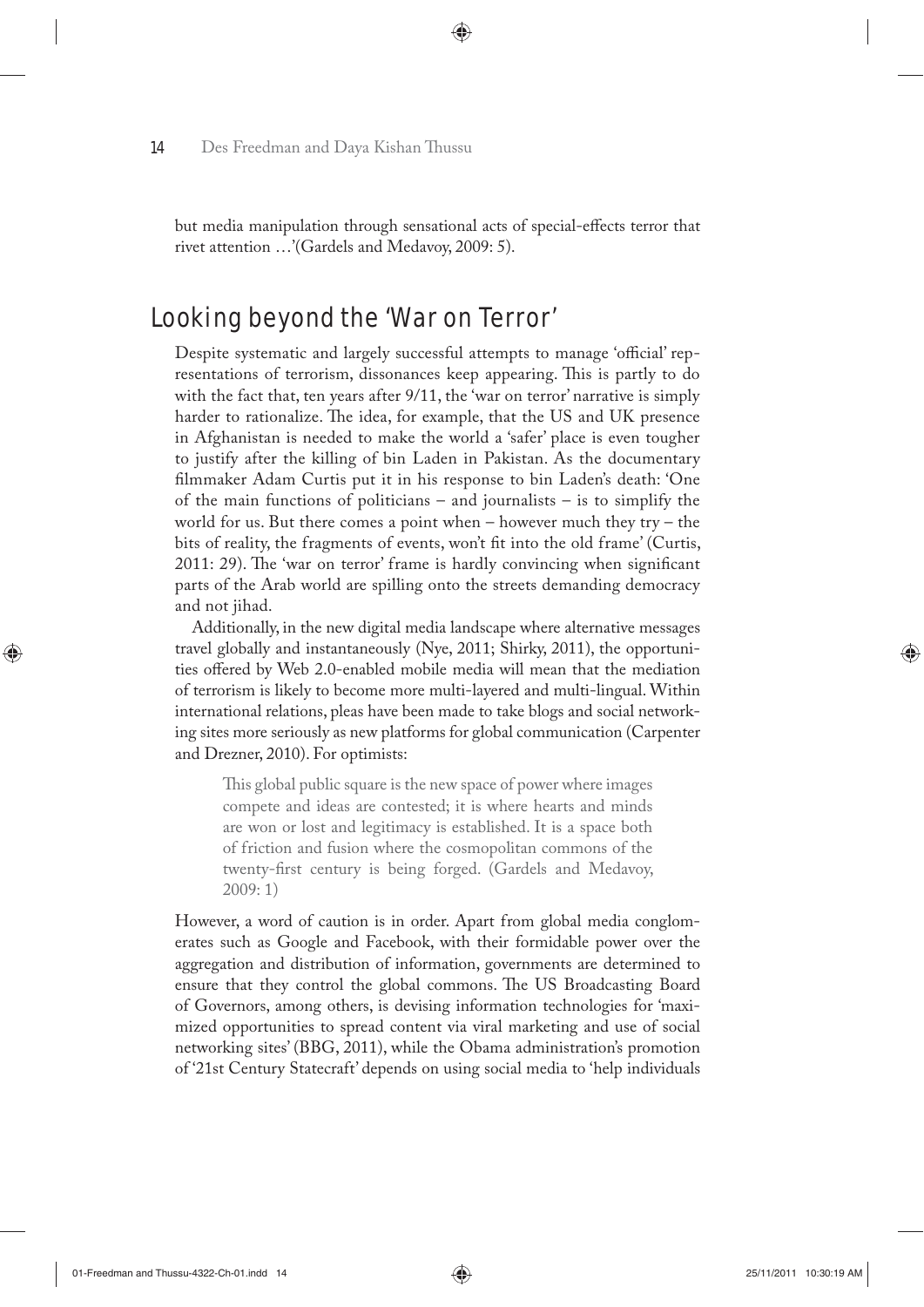but media manipulation through sensational acts of special-effects terror that rivet attention …'(Gardels and Medavoy, 2009: 5).

## Looking beyond the 'War on Terror'

Despite systematic and largely successful attempts to manage 'official' representations of terrorism, dissonances keep appearing. This is partly to do with the fact that, ten years after 9/11, the 'war on terror' narrative is simply harder to rationalize. The idea, for example, that the US and UK presence in Afghanistan is needed to make the world a 'safer' place is even tougher to justify after the killing of bin Laden in Pakistan. As the documentary filmmaker Adam Curtis put it in his response to bin Laden's death: 'One of the main functions of politicians – and journalists – is to simplify the world for us. But there comes a point when – however much they try – the bits of reality, the fragments of events, won't fit into the old frame' (Curtis, 2011: 29). The 'war on terror' frame is hardly convincing when significant parts of the Arab world are spilling onto the streets demanding democracy and not jihad.

Additionally, in the new digital media landscape where alternative messages travel globally and instantaneously (Nye, 2011; Shirky, 2011), the opportunities offered by Web 2.0-enabled mobile media will mean that the mediation of terrorism is likely to become more multi-layered and multi-lingual. Within international relations, pleas have been made to take blogs and social networking sites more seriously as new platforms for global communication (Carpenter and Drezner, 2010). For optimists:

> This global public square is the new space of power where images compete and ideas are contested; it is where hearts and minds are won or lost and legitimacy is established. It is a space both of friction and fusion where the cosmopolitan commons of the twenty-first century is being forged. (Gardels and Medavoy, 2009: 1)

However, a word of caution is in order. Apart from global media conglomerates such as Google and Facebook, with their formidable power over the aggregation and distribution of information, governments are determined to ensure that they control the global commons. The US Broadcasting Board of Governors, among others, is devising information technologies for 'maximized opportunities to spread content via viral marketing and use of social networking sites' (BBG, 2011), while the Obama administration's promotion of '21st Century Statecraft' depends on using social media to 'help individuals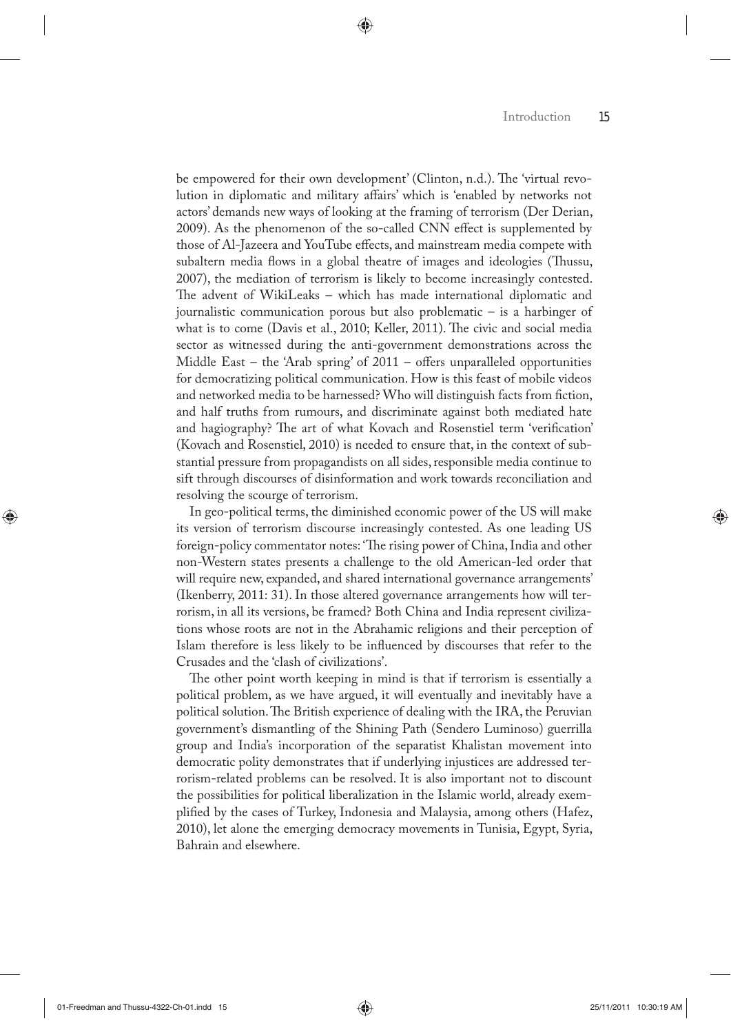be empowered for their own development' (Clinton, n.d.). The 'virtual revolution in diplomatic and military affairs' which is 'enabled by networks not actors' demands new ways of looking at the framing of terrorism (Der Derian, 2009). As the phenomenon of the so-called CNN effect is supplemented by those of Al-Jazeera and YouTube effects, and mainstream media compete with subaltern media flows in a global theatre of images and ideologies (Thussu, 2007), the mediation of terrorism is likely to become increasingly contested. The advent of WikiLeaks – which has made international diplomatic and journalistic communication porous but also problematic – is a harbinger of what is to come (Davis et al., 2010; Keller, 2011). The civic and social media sector as witnessed during the anti-government demonstrations across the Middle East – the 'Arab spring' of 2011 – offers unparalleled opportunities for democratizing political communication. How is this feast of mobile videos and networked media to be harnessed? Who will distinguish facts from fiction, and half truths from rumours, and discriminate against both mediated hate and hagiography? The art of what Kovach and Rosenstiel term 'verification' (Kovach and Rosenstiel, 2010) is needed to ensure that, in the context of substantial pressure from propagandists on all sides, responsible media continue to sift through discourses of disinformation and work towards reconciliation and resolving the scourge of terrorism.

In geo-political terms, the diminished economic power of the US will make its version of terrorism discourse increasingly contested. As one leading US foreign-policy commentator notes: 'The rising power of China, India and other non-Western states presents a challenge to the old American-led order that will require new, expanded, and shared international governance arrangements' (Ikenberry, 2011: 31). In those altered governance arrangements how will terrorism, in all its versions, be framed? Both China and India represent civilizations whose roots are not in the Abrahamic religions and their perception of Islam therefore is less likely to be influenced by discourses that refer to the Crusades and the 'clash of civilizations'.

The other point worth keeping in mind is that if terrorism is essentially a political problem, as we have argued, it will eventually and inevitably have a political solution. The British experience of dealing with the IRA, the Peruvian government's dismantling of the Shining Path (Sendero Luminoso) guerrilla group and India's incorporation of the separatist Khalistan movement into democratic polity demonstrates that if underlying injustices are addressed terrorism-related problems can be resolved. It is also important not to discount the possibilities for political liberalization in the Islamic world, already exemplified by the cases of Turkey, Indonesia and Malaysia, among others (Hafez, 2010), let alone the emerging democracy movements in Tunisia, Egypt, Syria, Bahrain and elsewhere.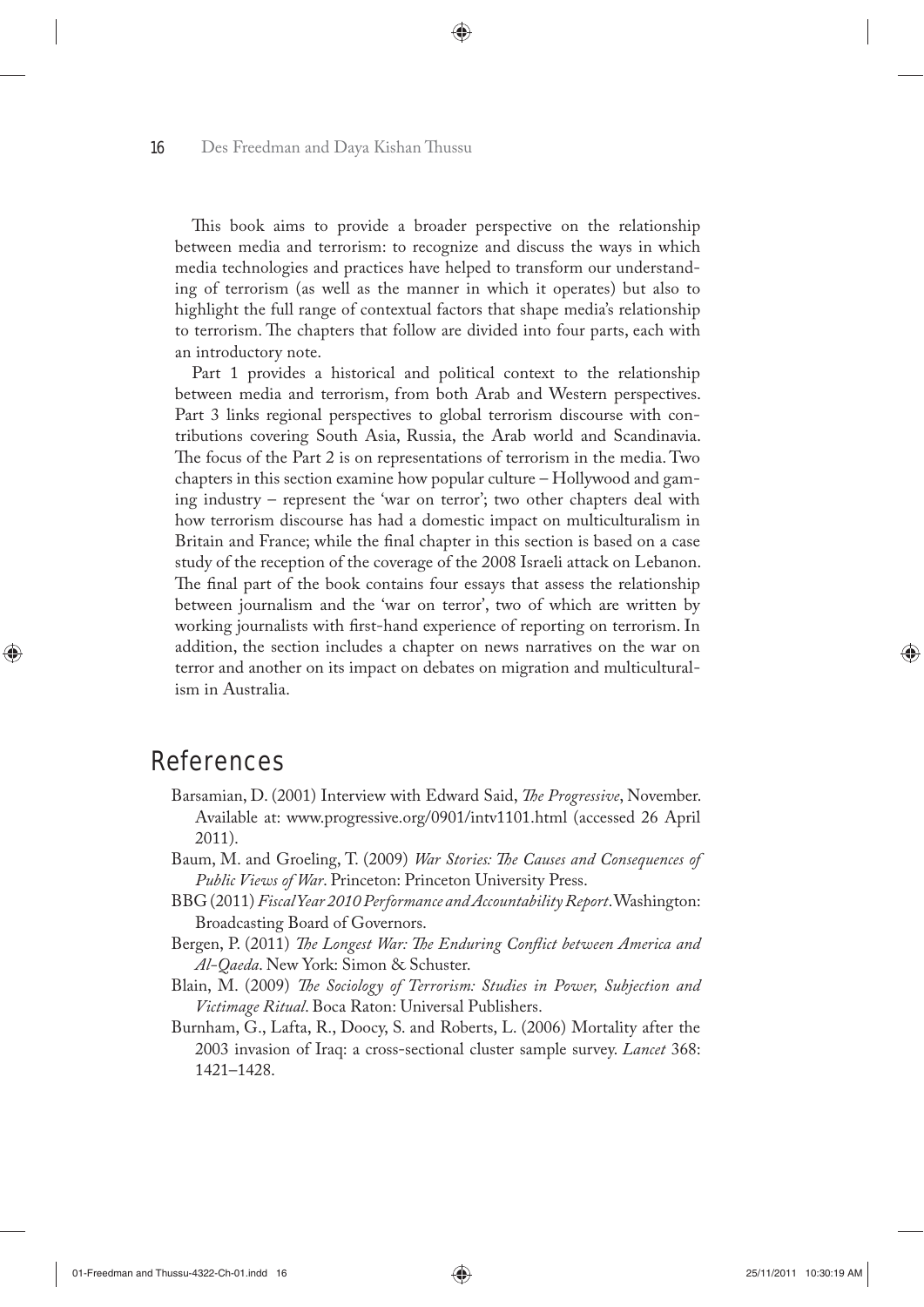This book aims to provide a broader perspective on the relationship between media and terrorism: to recognize and discuss the ways in which media technologies and practices have helped to transform our understanding of terrorism (as well as the manner in which it operates) but also to highlight the full range of contextual factors that shape media's relationship to terrorism. The chapters that follow are divided into four parts, each with an introductory note.

Part 1 provides a historical and political context to the relationship between media and terrorism, from both Arab and Western perspectives. Part 3 links regional perspectives to global terrorism discourse with contributions covering South Asia, Russia, the Arab world and Scandinavia. The focus of the Part 2 is on representations of terrorism in the media. Two chapters in this section examine how popular culture – Hollywood and gaming industry – represent the 'war on terror'; two other chapters deal with how terrorism discourse has had a domestic impact on multiculturalism in Britain and France; while the final chapter in this section is based on a case study of the reception of the coverage of the 2008 Israeli attack on Lebanon. The final part of the book contains four essays that assess the relationship between journalism and the 'war on terror', two of which are written by working journalists with first-hand experience of reporting on terrorism. In addition, the section includes a chapter on news narratives on the war on terror and another on its impact on debates on migration and multiculturalism in Australia.

## References

Barsamian, D. (2001) Interview with Edward Said, *The Progressive*, November. Available at: www.progressive.org/0901/intv1101.html (accessed 26 April 2011).

Baum, M. and Groeling, T. (2009) *War Stories: The Causes and Consequences of Public Views of War*. Princeton: Princeton University Press.

BBG (2011) *Fiscal Year 2010 Performance and Accountability Report*. Washington: Broadcasting Board of Governors.

Bergen, P. (2011) *The Longest War: The Enduring Conflict between America and Al-Qaeda*. New York: Simon & Schuster.

Blain, M. (2009) *The Sociology of Terrorism: Studies in Power, Subjection and Victimage Ritual*. Boca Raton: Universal Publishers.

Burnham, G., Lafta, R., Doocy, S. and Roberts, L. (2006) Mortality after the 2003 invasion of Iraq: a cross-sectional cluster sample survey. *Lancet* 368: 1421–1428.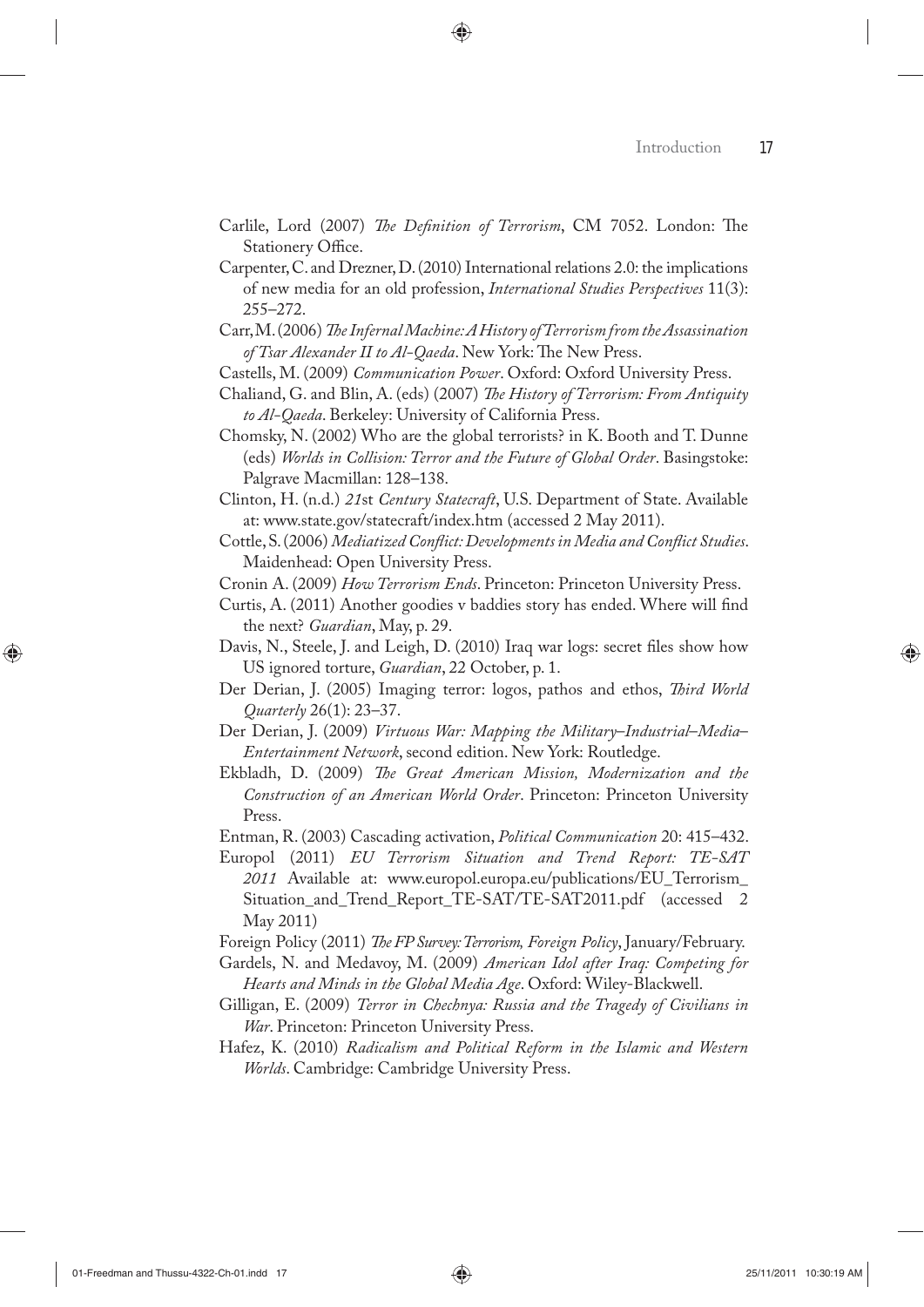Carlile, Lord (2007) *The Definition of Terrorism*, CM 7052. London: The Stationery Office.

Carpenter, C. and Drezner, D. (2010) International relations 2.0: the implications of new media for an old profession, *International Studies Perspectives* 11(3): 255–272.

Carr, M. (2006) *The Infernal Machine: A History of Terrorism from the Assassination of Tsar Alexander II to Al-Qaeda*. New York: The New Press.

Castells, M. (2009) *Communication Power*. Oxford: Oxford University Press.

Chaliand, G. and Blin, A. (eds) (2007) *The History of Terrorism: From Antiquity to Al-Qaeda*. Berkeley: University of California Press.

Chomsky, N. (2002) Who are the global terrorists? in K. Booth and T. Dunne (eds) *Worlds in Collision: Terror and the Future of Global Order*. Basingstoke: Palgrave Macmillan: 128–138.

Clinton, H. (n.d.) *21*st *Century Statecraft*, U.S. Department of State. Available at: www.state.gov/statecraft/index.htm (accessed 2 May 2011).

Cottle, S. (2006) *Mediatized Conflict: Developments in Media and Conflict Studies*. Maidenhead: Open University Press.

Cronin A. (2009) *How Terrorism Ends*. Princeton: Princeton University Press.

Curtis, A. (2011) Another goodies v baddies story has ended. Where will find the next? *Guardian*, May, p. 29.

Davis, N., Steele, J. and Leigh, D. (2010) Iraq war logs: secret files show how US ignored torture, *Guardian*, 22 October, p. 1.

Der Derian, J. (2005) Imaging terror: logos, pathos and ethos, *Third World Quarterly* 26(1): 23–37.

Der Derian, J. (2009) *Virtuous War: Mapping the Military–Industrial–Media–Entertainment Network*, second edition. New York: Routledge.

Ekbladh, D. (2009) *The Great American Mission, Modernization and the Construction of an American World Order*. Princeton: Princeton University Press.

Entman, R. (2003) Cascading activation, *Political Communication* 20: 415–432.

Europol (2011) *EU Terrorism Situation and Trend Report: TE-SAT 2011* Available at: www.europol.europa.eu/publications/EU_Terrorism_Situation_and_Trend_Report_TE-SAT/TE-SAT2011.pdf (accessed 2 May 2011)

Foreign Policy (2011) *The FP Survey: Terrorism, Foreign Policy*, January/February.

Gardels, N. and Medavoy, M. (2009) *American Idol after Iraq: Competing for Hearts and Minds in the Global Media Age*. Oxford: Wiley-Blackwell.

Gilligan, E. (2009) *Terror in Chechnya: Russia and the Tragedy of Civilians in War*. Princeton: Princeton University Press.

Hafez, K. (2010) *Radicalism and Political Reform in the Islamic and Western Worlds*. Cambridge: Cambridge University Press.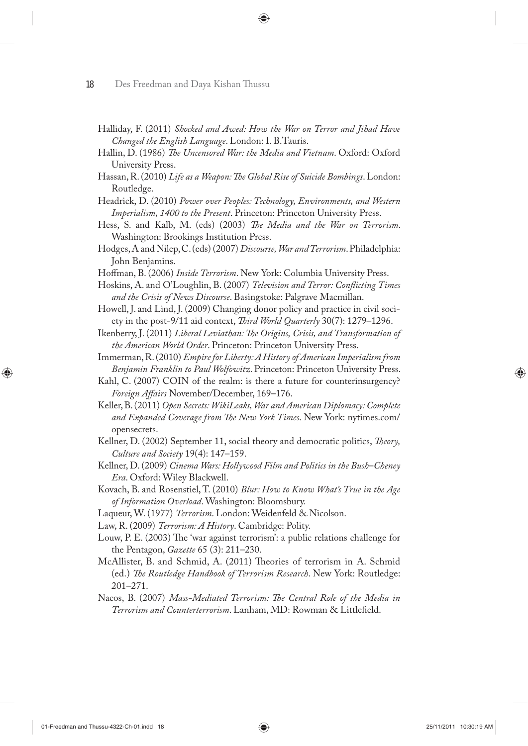Halliday, F. (2011) *Shocked and Awed: How the War on Terror and Jihad Have Changed the English Language*. London: I. B.Tauris.

Hallin, D. (1986) *The Uncensored War: the Media and Vietnam*. Oxford: Oxford University Press.

Hassan, R. (2010) *Life as a Weapon: The Global Rise of Suicide Bombings*. London: Routledge.

Headrick, D. (2010) *Power over Peoples: Technology, Environments, and Western Imperialism, 1400 to the Present*. Princeton: Princeton University Press.

Hess, S. and Kalb, M. (eds) (2003) *The Media and the War on Terrorism*. Washington: Brookings Institution Press.

Hodges, A and Nilep, C. (eds) (2007) *Discourse, War and Terrorism*. Philadelphia: John Benjamins.

Hoffman, B. (2006) *Inside Terrorism*. New York: Columbia University Press.

Hoskins, A. and O'Loughlin, B. (2007) *Television and Terror: Conflicting Times and the Crisis of News Discourse*. Basingstoke: Palgrave Macmillan.

Howell, J. and Lind, J. (2009) Changing donor policy and practice in civil society in the post-9/11 aid context, *Third World Quarterly* 30(7): 1279–1296.

Ikenberry, J. (2011) *Liberal Leviathan: The Origins, Crisis, and Transformation of the American World Order*. Princeton: Princeton University Press.

Immerman, R. (2010) *Empire for Liberty: A History of American Imperialism from Benjamin Franklin to Paul Wolfowitz*. Princeton: Princeton University Press.

Kahl, C. (2007) COIN of the realm: is there a future for counterinsurgency? *Foreign Affairs* November/December, 169–176.

Keller, B. (2011) *Open Secrets: WikiLeaks, War and American Diplomacy: Complete and Expanded Coverage from The New York Times*. New York: nytimes.com/opensecrets.

Kellner, D. (2002) September 11, social theory and democratic politics, *Theory, Culture and Society* 19(4): 147–159.

Kellner, D. (2009) *Cinema Wars: Hollywood Film and Politics in the Bush–Cheney Era*. Oxford: Wiley Blackwell.

Kovach, B. and Rosenstiel, T. (2010) *Blur: How to Know What's True in the Age of Information Overload*. Washington: Bloomsbury.

Laqueur, W. (1977) *Terrorism*. London: Weidenfeld & Nicolson.

Law, R. (2009) *Terrorism: A History*. Cambridge: Polity.

Louw, P. E. (2003) The 'war against terrorism': a public relations challenge for the Pentagon, *Gazette* 65 (3): 211–230.

McAllister, B. and Schmid, A. (2011) Theories of terrorism in A. Schmid (ed.) *The Routledge Handbook of Terrorism Research*. New York: Routledge: 201–271.

Nacos, B. (2007) *Mass-Mediated Terrorism: The Central Role of the Media in Terrorism and Counterterrorism*. Lanham, MD: Rowman & Littlefield.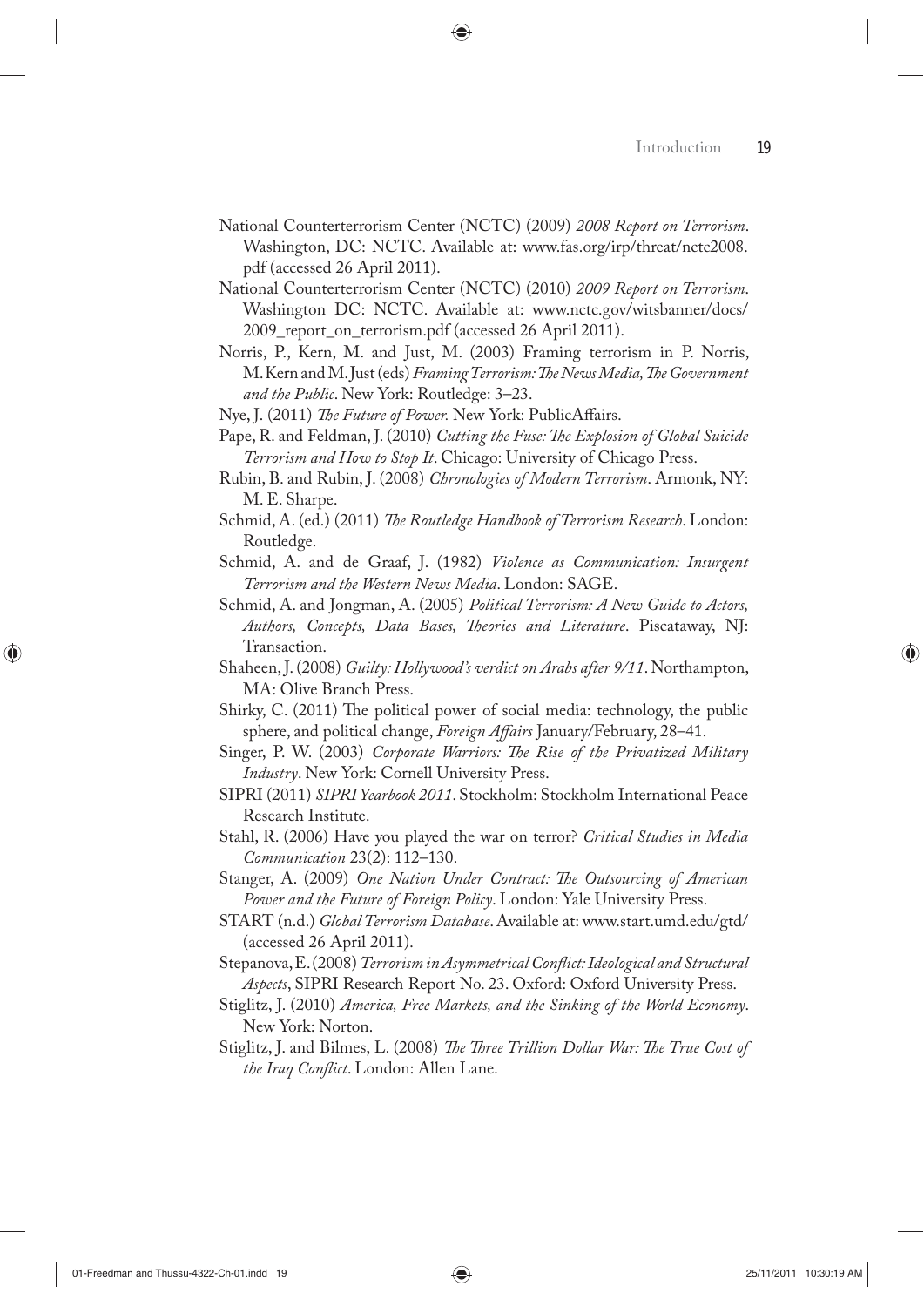National Counterterrorism Center (NCTC) (2009) *2008 Report on Terrorism*. Washington, DC: NCTC. Available at: www.fas.org/irp/threat/nctc2008.pdf (accessed 26 April 2011).

National Counterterrorism Center (NCTC) (2010) *2009 Report on Terrorism*. Washington DC: NCTC. Available at: www.nctc.gov/witsbanner/docs/2009_report_on_terrorism.pdf (accessed 26 April 2011).

Norris, P., Kern, M. and Just, M. (2003) Framing terrorism in P. Norris, M. Kern and M. Just (eds) *Framing Terrorism: The News Media, The Government and the Public*. New York: Routledge: 3–23.

Nye, J. (2011) *The Future of Power.* New York: PublicAffairs.

Pape, R. and Feldman, J. (2010) *Cutting the Fuse: The Explosion of Global Suicide Terrorism and How to Stop It*. Chicago: University of Chicago Press.

Rubin, B. and Rubin, J. (2008) *Chronologies of Modern Terrorism*. Armonk, NY: M. E. Sharpe.

Schmid, A. (ed.) (2011) *The Routledge Handbook of Terrorism Research*. London: Routledge.

Schmid, A. and de Graaf, J. (1982) *Violence as Communication: Insurgent Terrorism and the Western News Media*. London: SAGE.

Schmid, A. and Jongman, A. (2005) *Political Terrorism: A New Guide to Actors, Authors, Concepts, Data Bases, Theories and Literature*. Piscataway, NJ: Transaction.

Shaheen, J. (2008) *Guilty: Hollywood's verdict on Arabs after 9/11*. Northampton, MA: Olive Branch Press.

Shirky, C. (2011) The political power of social media: technology, the public sphere, and political change, *Foreign Affairs* January/February, 28–41.

Singer, P. W. (2003) *Corporate Warriors: The Rise of the Privatized Military Industry*. New York: Cornell University Press.

SIPRI (2011) *SIPRI Yearbook 2011*. Stockholm: Stockholm International Peace Research Institute.

Stahl, R. (2006) Have you played the war on terror? *Critical Studies in Media Communication* 23(2): 112–130.

Stanger, A. (2009) *One Nation Under Contract: The Outsourcing of American Power and the Future of Foreign Policy*. London: Yale University Press.

START (n.d.) *Global Terrorism Database*. Available at: www.start.umd.edu/gtd/ (accessed 26 April 2011).

Stepanova, E. (2008) *Terrorism in Asymmetrical Conflict: Ideological and Structural Aspects*, SIPRI Research Report No. 23. Oxford: Oxford University Press.

Stiglitz, J. (2010) *America, Free Markets, and the Sinking of the World Economy*. New York: Norton.

Stiglitz, J. and Bilmes, L. (2008) *The Three Trillion Dollar War: The True Cost of the Iraq Conflict*. London: Allen Lane.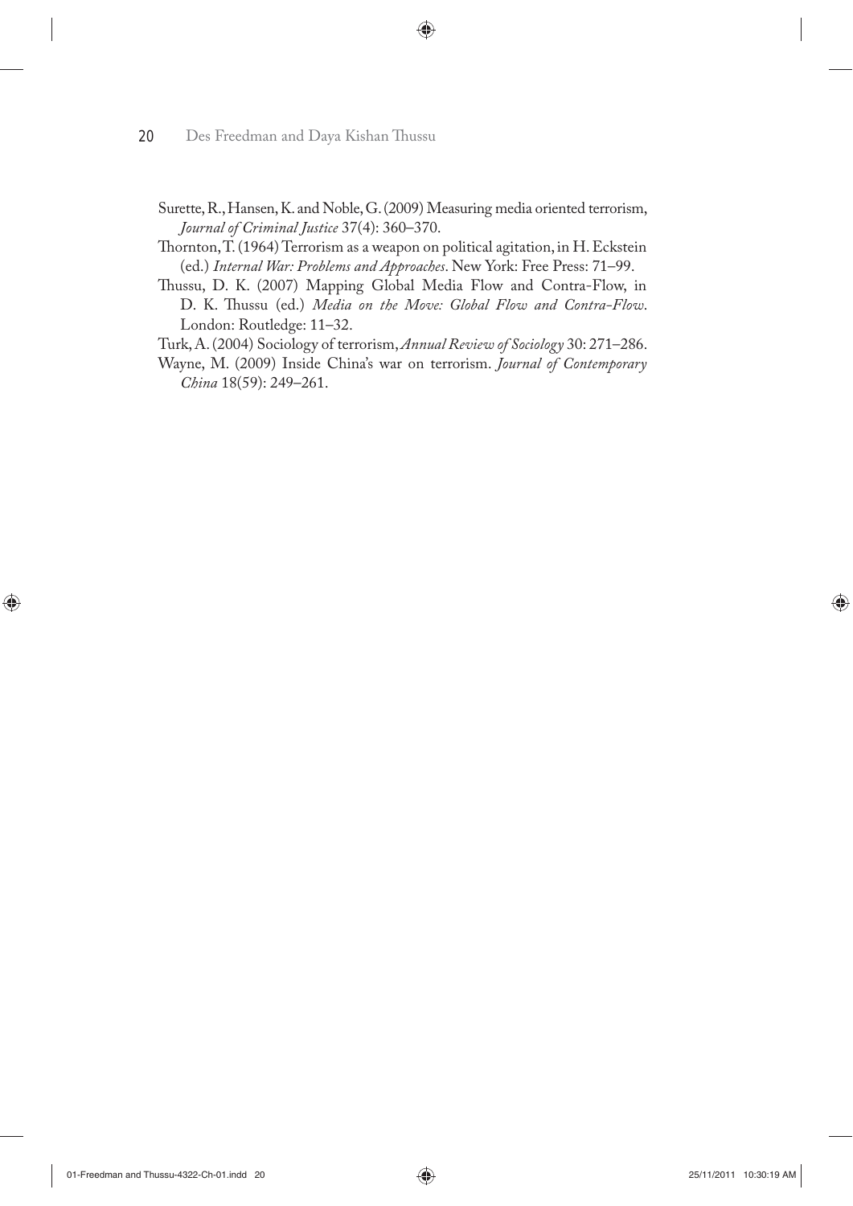Surette, R., Hansen, K. and Noble, G. (2009) Measuring media oriented terrorism, *Journal of Criminal Justice* 37(4): 360–370.

Thornton, T. (1964) Terrorism as a weapon on political agitation, in H. Eckstein (ed.) *Internal War: Problems and Approaches*. New York: Free Press: 71–99.

Thussu, D. K. (2007) Mapping Global Media Flow and Contra-Flow, in D. K. Thussu (ed.) *Media on the Move: Global Flow and Contra-Flow*. London: Routledge: 11–32.

Turk, A. (2004) Sociology of terrorism, *Annual Review of Sociology* 30: 271–286.

Wayne, M. (2009) Inside China's war on terrorism. *Journal of Contemporary China* 18(59): 249–261.